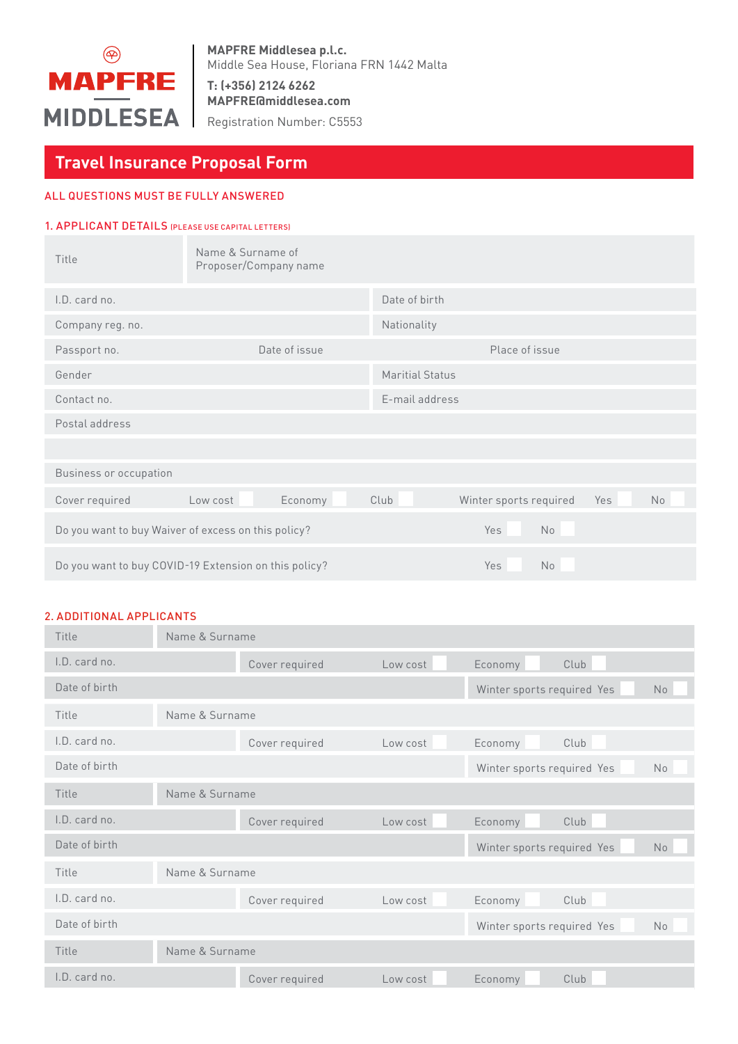MAPFRE MIDDLESEA

**MAPFRE Middlesea p.l.c.**
Middle Sea House, Floriana FRN 1442 Malta

**T: (+356) 2124 6262**
**MAPFRE@middlesea.com**

Registration Number: C5553

# Travel Insurance Proposal Form

ALL QUESTIONS MUST BE FULLY ANSWERED

## 1. APPLICANT DETAILS (PLEASE USE CAPITAL LETTERS)

| Title | Name & Surname of Proposer/Company name |
|---|---|
| I.D. card no. | Date of birth |
| Company reg. no. | Nationality |
| Passport no. Date of issue | Place of issue |
| Gender | Maritial Status |
| Contact no. | E-mail address |
| Postal address | |
| | |
| Business or occupation | |

Cover required: Low cost ☐ Economy ☐ Club ☐ Winter sports required Yes ☐ No ☐

Do you want to buy Waiver of excess on this policy? Yes ☐ No ☐

Do you want to buy COVID-19 Extension on this policy? Yes ☐ No ☐

## 2. ADDITIONAL APPLICANTS

| Title | Name & Surname |
|---|---|
| I.D. card no. | Cover required: Low cost ☐ Economy ☐ Club ☐ |
| Date of birth | Winter sports required Yes ☐ No ☐ |
| Title | Name & Surname |
| I.D. card no. | Cover required: Low cost ☐ Economy ☐ Club ☐ |
| Date of birth | Winter sports required Yes ☐ No ☐ |
| Title | Name & Surname |
| I.D. card no. | Cover required: Low cost ☐ Economy ☐ Club ☐ |
| Date of birth | Winter sports required Yes ☐ No ☐ |
| Title | Name & Surname |
| I.D. card no. | Cover required: Low cost ☐ Economy ☐ Club ☐ |
| Date of birth | Winter sports required Yes ☐ No ☐ |
| Title | Name & Surname |
| I.D. card no. | Cover required: Low cost ☐ Economy ☐ Club ☐ |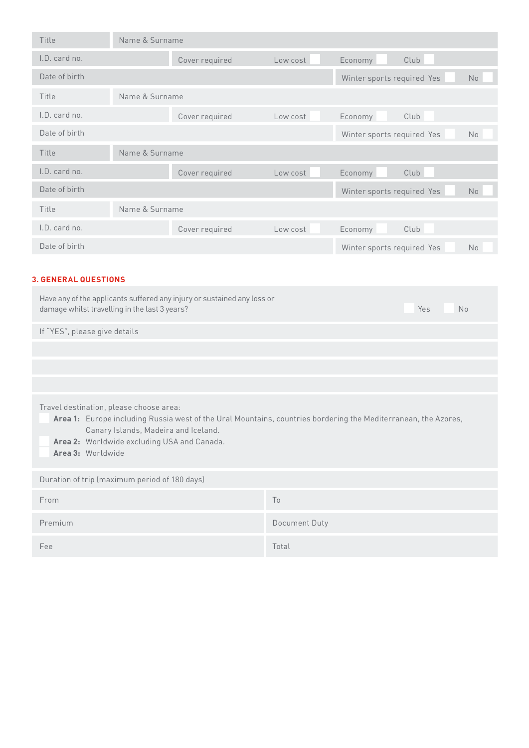| Title | Name & Surname | | | |
|---|---|---|---|---|
| I.D. card no. | Cover required | Low cost ☐ | Economy ☐ | Club ☐ |
| Date of birth | | | Winter sports required Yes ☐ | No ☐ |

| Title | Name & Surname | | | |
|---|---|---|---|---|
| I.D. card no. | Cover required | Low cost ☐ | Economy ☐ | Club ☐ |
| Date of birth | | | Winter sports required Yes ☐ | No ☐ |

| Title | Name & Surname | | | |
|---|---|---|---|---|
| I.D. card no. | Cover required | Low cost ☐ | Economy ☐ | Club ☐ |
| Date of birth | | | Winter sports required Yes ☐ | No ☐ |

| Title | Name & Surname | | | |
|---|---|---|---|---|
| I.D. card no. | Cover required | Low cost ☐ | Economy ☐ | Club ☐ |
| Date of birth | | | Winter sports required Yes ☐ | No ☐ |

## 3. GENERAL QUESTIONS

Have any of the applicants suffered any injury or sustained any loss or damage whilst travelling in the last 3 years? ☐ Yes ☐ No

If "YES", please give details

Travel destination, please choose area:

- ☐ **Area 1:** Europe including Russia west of the Ural Mountains, countries bordering the Mediterranean, the Azores, Canary Islands, Madeira and Iceland.
- ☐ **Area 2:** Worldwide excluding USA and Canada.
- ☐ **Area 3:** Worldwide

Duration of trip (maximum period of 180 days)

| From | To |
|---|---|
| Premium | Document Duty |
| Fee | Total |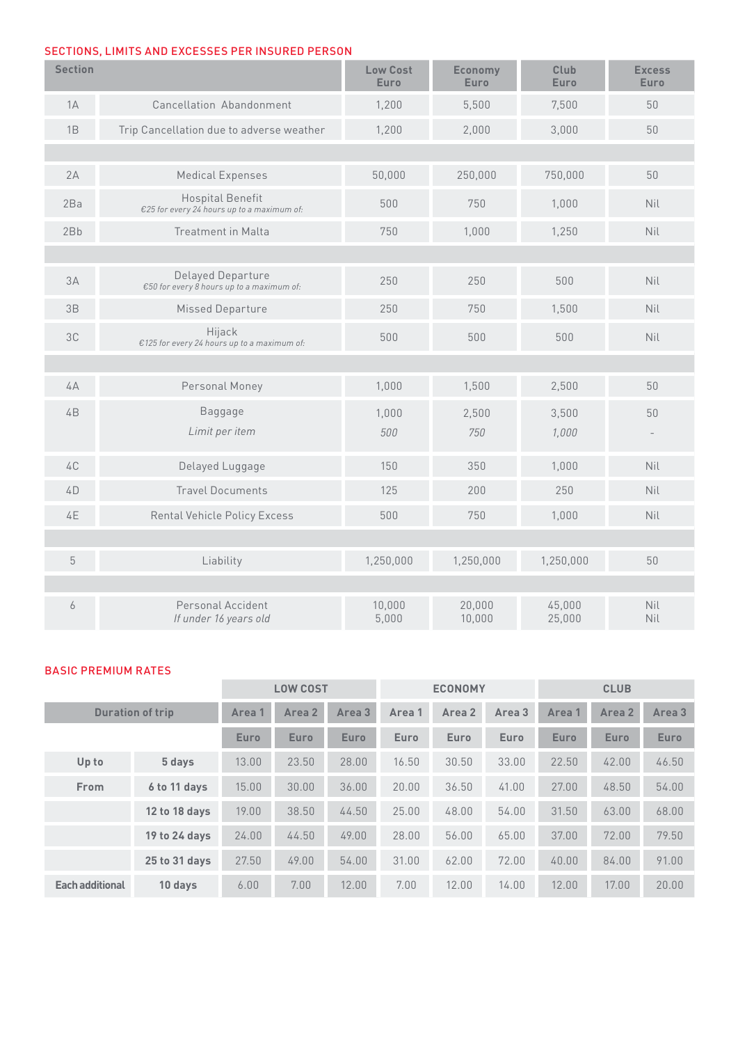## SECTIONS, LIMITS AND EXCESSES PER INSURED PERSON

| Section | | Low Cost Euro | Economy Euro | Club Euro | Excess Euro |
|---|---|---|---|---|---|
| 1A | Cancellation Abandonment | 1,200 | 5,500 | 7,500 | 50 |
| 1B | Trip Cancellation due to adverse weather | 1,200 | 2,000 | 3,000 | 50 |
| | | | | | |
| 2A | Medical Expenses | 50,000 | 250,000 | 750,000 | 50 |
| 2Ba | Hospital Benefit<br>*€25 for every 24 hours up to a maximum of:* | 500 | 750 | 1,000 | Nil |
| 2Bb | Treatment in Malta | 750 | 1,000 | 1,250 | Nil |
| | | | | | |
| 3A | Delayed Departure<br>*€50 for every 8 hours up to a maximum of:* | 250 | 250 | 500 | Nil |
| 3B | Missed Departure | 250 | 750 | 1,500 | Nil |
| 3C | Hijack<br>*€125 for every 24 hours up to a maximum of:* | 500 | 500 | 500 | Nil |
| | | | | | |
| 4A | Personal Money | 1,000 | 1,500 | 2,500 | 50 |
| 4B | Baggage<br>*Limit per item* | 1,000<br>*500* | 2,500<br>*750* | 3,500<br>*1,000* | 50<br>- |
| 4C | Delayed Luggage | 150 | 350 | 1,000 | Nil |
| 4D | Travel Documents | 125 | 200 | 250 | Nil |
| 4E | Rental Vehicle Policy Excess | 500 | 750 | 1,000 | Nil |
| | | | | | |
| 5 | Liability | 1,250,000 | 1,250,000 | 1,250,000 | 50 |
| | | | | | |
| 6 | Personal Accident<br>*If under 16 years old* | 10,000<br>5,000 | 20,000<br>10,000 | 45,000<br>25,000 | Nil<br>Nil |

## BASIC PREMIUM RATES

| | | LOW COST | | | ECONOMY | | | CLUB | | |
|---|---|---|---|---|---|---|---|---|---|---|
| Duration of trip | | Area 1 | Area 2 | Area 3 | Area 1 | Area 2 | Area 3 | Area 1 | Area 2 | Area 3 |
| | | Euro | Euro | Euro | Euro | Euro | Euro | Euro | Euro | Euro |
| **Up to** | **5 days** | 13.00 | 23.50 | 28.00 | 16.50 | 30.50 | 33.00 | 22.50 | 42.00 | 46.50 |
| **From** | **6 to 11 days** | 15.00 | 30.00 | 36.00 | 20.00 | 36.50 | 41.00 | 27.00 | 48.50 | 54.00 |
| | **12 to 18 days** | 19.00 | 38.50 | 44.50 | 25.00 | 48.00 | 54.00 | 31.50 | 63.00 | 68.00 |
| | **19 to 24 days** | 24.00 | 44.50 | 49.00 | 28.00 | 56.00 | 65.00 | 37.00 | 72.00 | 79.50 |
| | **25 to 31 days** | 27.50 | 49.00 | 54.00 | 31.00 | 62.00 | 72.00 | 40.00 | 84.00 | 91.00 |
| **Each additional** | **10 days** | 6.00 | 7.00 | 12.00 | 7.00 | 12.00 | 14.00 | 12.00 | 17.00 | 20.00 |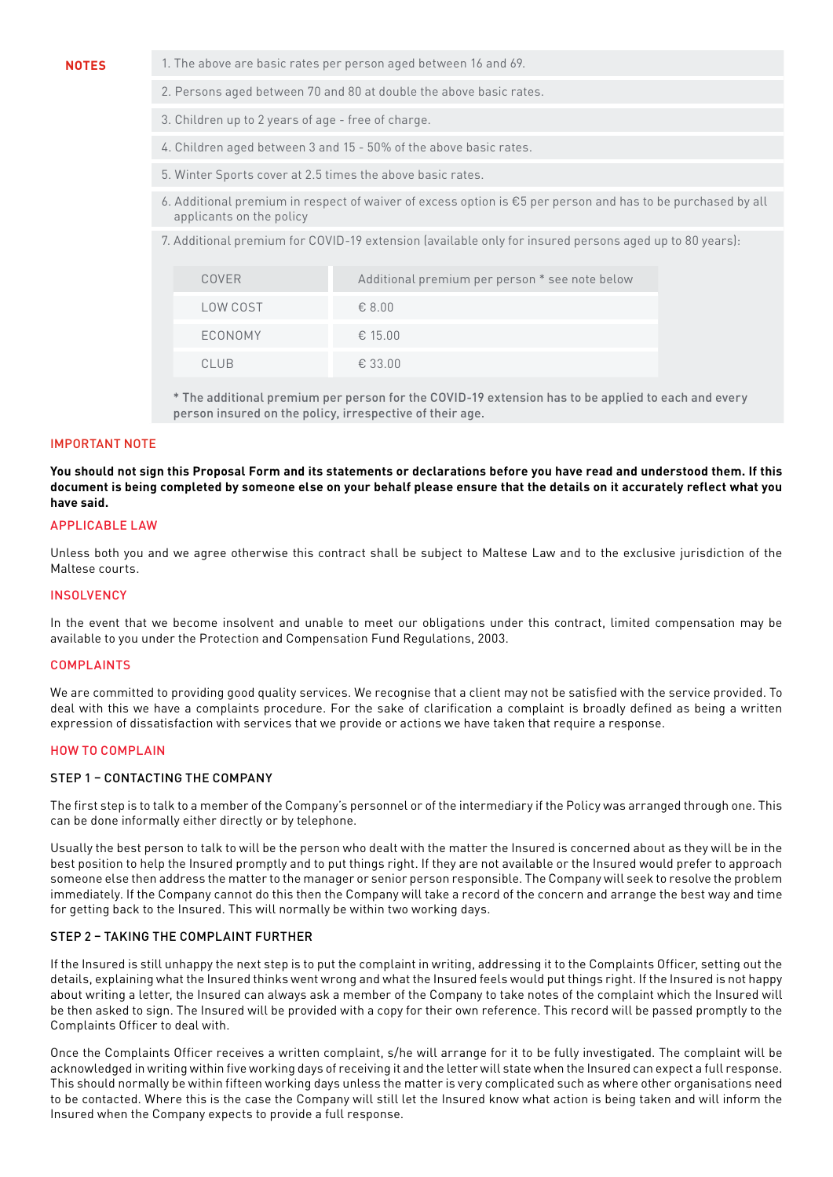**NOTES**

1. The above are basic rates per person aged between 16 and 69.
2. Persons aged between 70 and 80 at double the above basic rates.
3. Children up to 2 years of age - free of charge.
4. Children aged between 3 and 15 - 50% of the above basic rates.
5. Winter Sports cover at 2.5 times the above basic rates.
6. Additional premium in respect of waiver of excess option is €5 per person and has to be purchased by all applicants on the policy
7. Additional premium for COVID-19 extension (available only for insured persons aged up to 80 years):

| COVER | Additional premium per person * see note below |
|---|---|
| LOW COST | € 8.00 |
| ECONOMY | € 15.00 |
| CLUB | € 33.00 |

**\* The additional premium per person for the COVID-19 extension has to be applied to each and every person insured on the policy, irrespective of their age.**

## IMPORTANT NOTE

**You should not sign this Proposal Form and its statements or declarations before you have read and understood them. If this document is being completed by someone else on your behalf please ensure that the details on it accurately reflect what you have said.**

## APPLICABLE LAW

Unless both you and we agree otherwise this contract shall be subject to Maltese Law and to the exclusive jurisdiction of the Maltese courts.

## INSOLVENCY

In the event that we become insolvent and unable to meet our obligations under this contract, limited compensation may be available to you under the Protection and Compensation Fund Regulations, 2003.

## COMPLAINTS

We are committed to providing good quality services. We recognise that a client may not be satisfied with the service provided. To deal with this we have a complaints procedure. For the sake of clarification a complaint is broadly defined as being a written expression of dissatisfaction with services that we provide or actions we have taken that require a response.

## HOW TO COMPLAIN

### STEP 1 – CONTACTING THE COMPANY

The first step is to talk to a member of the Company's personnel or of the intermediary if the Policy was arranged through one. This can be done informally either directly or by telephone.

Usually the best person to talk to will be the person who dealt with the matter the Insured is concerned about as they will be in the best position to help the Insured promptly and to put things right. If they are not available or the Insured would prefer to approach someone else then address the matter to the manager or senior person responsible. The Company will seek to resolve the problem immediately. If the Company cannot do this then the Company will take a record of the concern and arrange the best way and time for getting back to the Insured. This will normally be within two working days.

### STEP 2 – TAKING THE COMPLAINT FURTHER

If the Insured is still unhappy the next step is to put the complaint in writing, addressing it to the Complaints Officer, setting out the details, explaining what the Insured thinks went wrong and what the Insured feels would put things right. If the Insured is not happy about writing a letter, the Insured can always ask a member of the Company to take notes of the complaint which the Insured will be then asked to sign. The Insured will be provided with a copy for their own reference. This record will be passed promptly to the Complaints Officer to deal with.

Once the Complaints Officer receives a written complaint, s/he will arrange for it to be fully investigated. The complaint will be acknowledged in writing within five working days of receiving it and the letter will state when the Insured can expect a full response. This should normally be within fifteen working days unless the matter is very complicated such as where other organisations need to be contacted. Where this is the case the Company will still let the Insured know what action is being taken and will inform the Insured when the Company expects to provide a full response.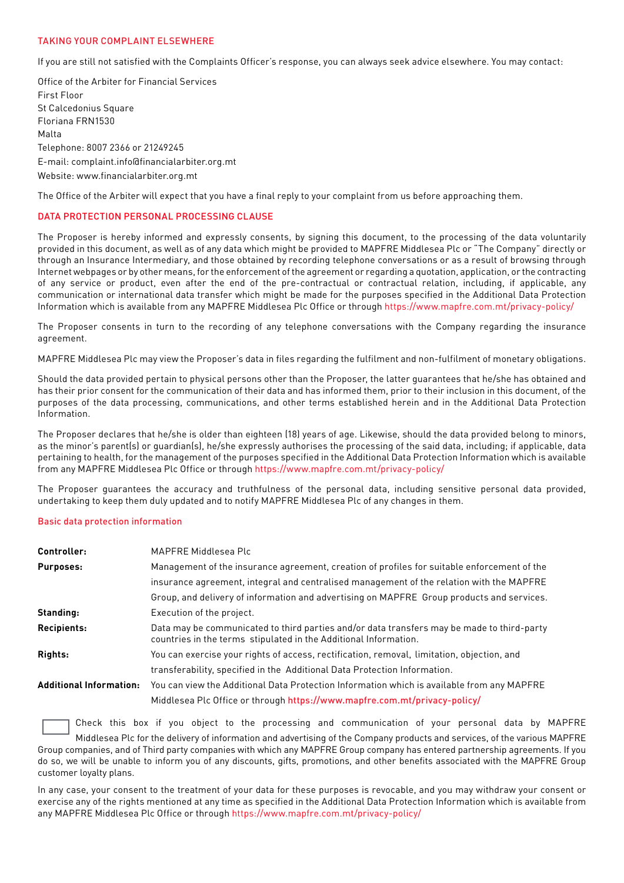## TAKING YOUR COMPLAINT ELSEWHERE

If you are still not satisfied with the Complaints Officer's response, you can always seek advice elsewhere. You may contact:

Office of the Arbiter for Financial Services
First Floor
St Calcedonius Square
Floriana FRN1530
Malta
Telephone: 8007 2366 or 21249245
E-mail: complaint.info@financialarbiter.org.mt
Website: www.financialarbiter.org.mt

The Office of the Arbiter will expect that you have a final reply to your complaint from us before approaching them.

## DATA PROTECTION PERSONAL PROCESSING CLAUSE

The Proposer is hereby informed and expressly consents, by signing this document, to the processing of the data voluntarily provided in this document, as well as of any data which might be provided to MAPFRE Middlesea Plc or "The Company" directly or through an Insurance Intermediary, and those obtained by recording telephone conversations or as a result of browsing through Internet webpages or by other means, for the enforcement of the agreement or regarding a quotation, application, or the contracting of any service or product, even after the end of the pre-contractual or contractual relation, including, if applicable, any communication or international data transfer which might be made for the purposes specified in the Additional Data Protection Information which is available from any MAPFRE Middlesea Plc Office or through https://www.mapfre.com.mt/privacy-policy/

The Proposer consents in turn to the recording of any telephone conversations with the Company regarding the insurance agreement.

MAPFRE Middlesea Plc may view the Proposer's data in files regarding the fulfilment and non-fulfilment of monetary obligations.

Should the data provided pertain to physical persons other than the Proposer, the latter guarantees that he/she has obtained and has their prior consent for the communication of their data and has informed them, prior to their inclusion in this document, of the purposes of the data processing, communications, and other terms established herein and in the Additional Data Protection Information.

The Proposer declares that he/she is older than eighteen (18) years of age. Likewise, should the data provided belong to minors, as the minor's parent(s) or guardian(s), he/she expressly authorises the processing of the said data, including; if applicable, data pertaining to health, for the management of the purposes specified in the Additional Data Protection Information which is available from any MAPFRE Middlesea Plc Office or through https://www.mapfre.com.mt/privacy-policy/

The Proposer guarantees the accuracy and truthfulness of the personal data, including sensitive personal data provided, undertaking to keep them duly updated and to notify MAPFRE Middlesea Plc of any changes in them.

### Basic data protection information

| | |
|---|---|
| **Controller:** | MAPFRE Middlesea Plc |
| **Purposes:** | Management of the insurance agreement, creation of profiles for suitable enforcement of the insurance agreement, integral and centralised management of the relation with the MAPFRE Group, and delivery of information and advertising on MAPFRE Group products and services. |
| **Standing:** | Execution of the project. |
| **Recipients:** | Data may be communicated to third parties and/or data transfers may be made to third-party countries in the terms stipulated in the Additional Information. |
| **Rights:** | You can exercise your rights of access, rectification, removal, limitation, objection, and transferability, specified in the Additional Data Protection Information. |
| **Additional Information:** | You can view the Additional Data Protection Information which is available from any MAPFRE Middlesea Plc Office or through https://www.mapfre.com.mt/privacy-policy/ |

☐ Check this box if you object to the processing and communication of your personal data by MAPFRE Middlesea Plc for the delivery of information and advertising of the Company products and services, of the various MAPFRE Group companies, and of Third party companies with which any MAPFRE Group company has entered partnership agreements. If you do so, we will be unable to inform you of any discounts, gifts, promotions, and other benefits associated with the MAPFRE Group customer loyalty plans.

In any case, your consent to the treatment of your data for these purposes is revocable, and you may withdraw your consent or exercise any of the rights mentioned at any time as specified in the Additional Data Protection Information which is available from any MAPFRE Middlesea Plc Office or through https://www.mapfre.com.mt/privacy-policy/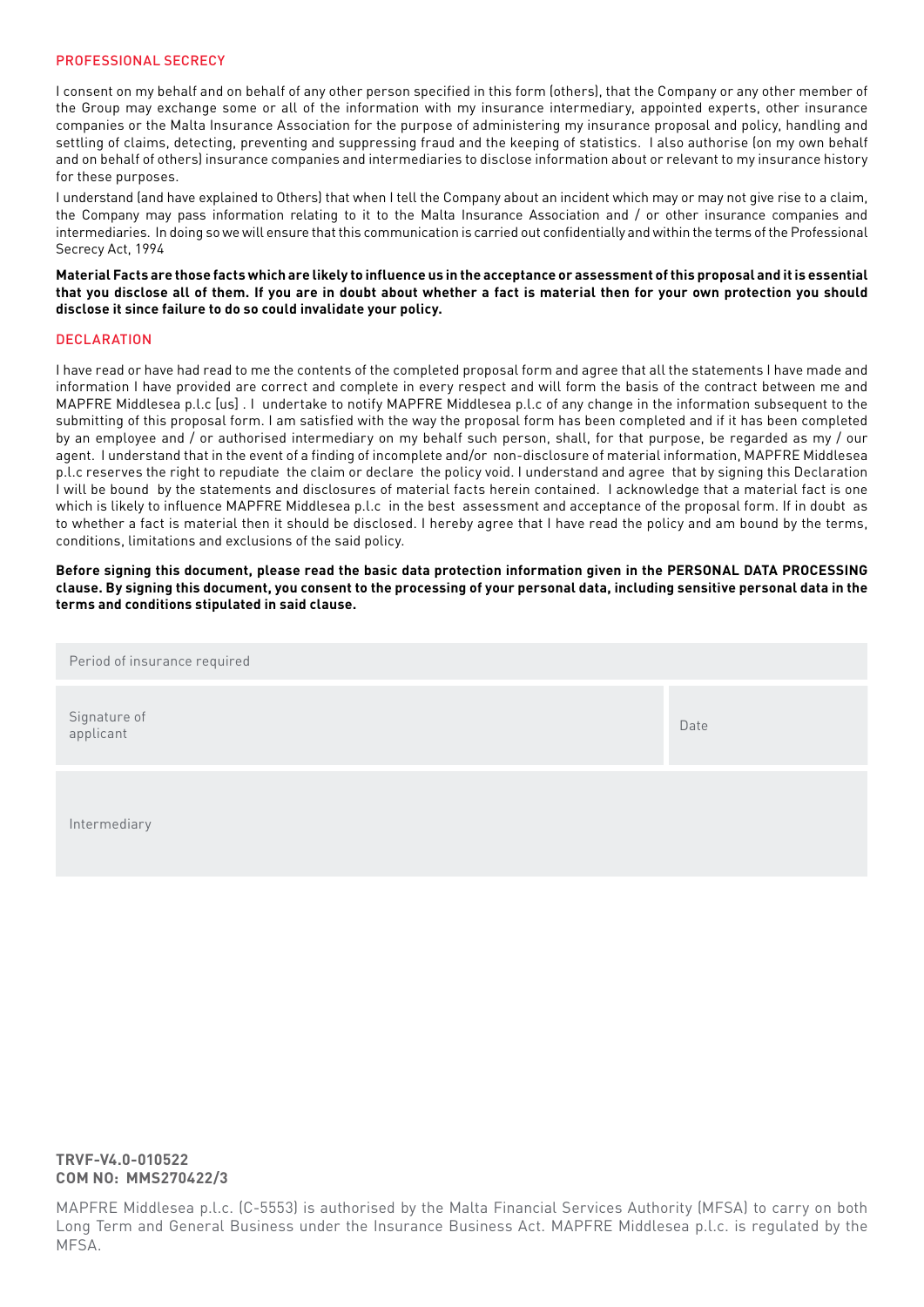## PROFESSIONAL SECRECY

I consent on my behalf and on behalf of any other person specified in this form (others), that the Company or any other member of the Group may exchange some or all of the information with my insurance intermediary, appointed experts, other insurance companies or the Malta Insurance Association for the purpose of administering my insurance proposal and policy, handling and settling of claims, detecting, preventing and suppressing fraud and the keeping of statistics. I also authorise (on my own behalf and on behalf of others) insurance companies and intermediaries to disclose information about or relevant to my insurance history for these purposes.

I understand (and have explained to Others) that when I tell the Company about an incident which may or may not give rise to a claim, the Company may pass information relating to it to the Malta Insurance Association and / or other insurance companies and intermediaries. In doing so we will ensure that this communication is carried out confidentially and within the terms of the Professional Secrecy Act, 1994

**Material Facts are those facts which are likely to influence us in the acceptance or assessment of this proposal and it is essential that you disclose all of them. If you are in doubt about whether a fact is material then for your own protection you should disclose it since failure to do so could invalidate your policy.**

## DECLARATION

I have read or have had read to me the contents of the completed proposal form and agree that all the statements I have made and information I have provided are correct and complete in every respect and will form the basis of the contract between me and MAPFRE Middlesea p.l.c (us) . I undertake to notify MAPFRE Middlesea p.l.c of any change in the information subsequent to the submitting of this proposal form. I am satisfied with the way the proposal form has been completed and if it has been completed by an employee and / or authorised intermediary on my behalf such person, shall, for that purpose, be regarded as my / our agent. I understand that in the event of a finding of incomplete and/or non-disclosure of material information, MAPFRE Middlesea p.l.c reserves the right to repudiate the claim or declare the policy void. I understand and agree that by signing this Declaration I will be bound by the statements and disclosures of material facts herein contained. I acknowledge that a material fact is one which is likely to influence MAPFRE Middlesea p.l.c in the best assessment and acceptance of the proposal form. If in doubt as to whether a fact is material then it should be disclosed. I hereby agree that I have read the policy and am bound by the terms, conditions, limitations and exclusions of the said policy.

**Before signing this document, please read the basic data protection information given in the PERSONAL DATA PROCESSING clause. By signing this document, you consent to the processing of your personal data, including sensitive personal data in the terms and conditions stipulated in said clause.**

| | |
|---|---|
| Period of insurance required | |
| Signature of applicant | Date |
| Intermediary | |

**TRVF-V4.0-010522**
**COM NO: MMS270422/3**

MAPFRE Middlesea p.l.c. (C-5553) is authorised by the Malta Financial Services Authority (MFSA) to carry on both Long Term and General Business under the Insurance Business Act. MAPFRE Middlesea p.l.c. is regulated by the MFSA.